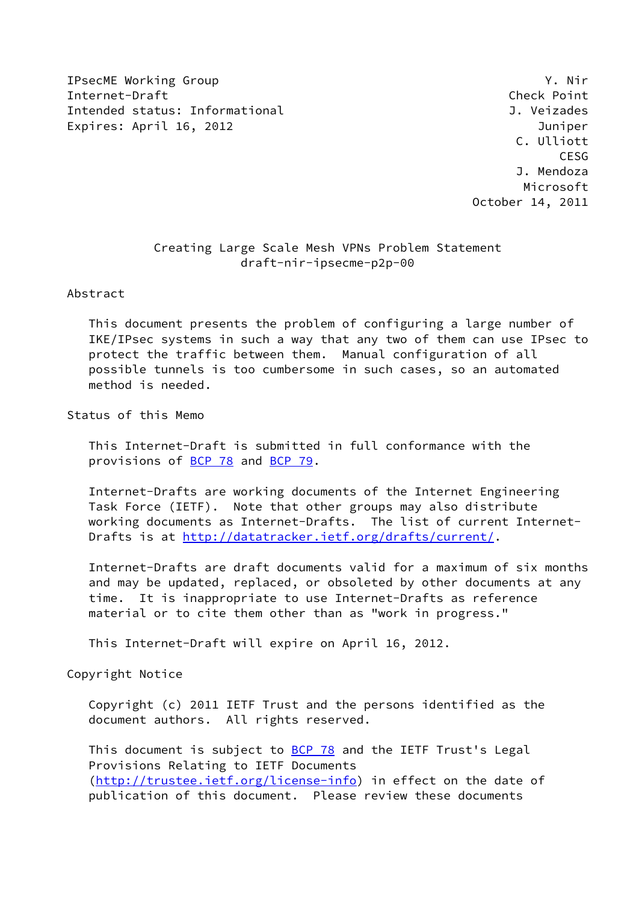IPsecME Working Group                                          Y. Nir
Internet-Draft                                             Check Point
Intended status: Informational                             J. Veizades
Expires: April 16, 2012                                        Juniper
                                                            C. Ulliott
                                                                  CESG
                                                            J. Mendoza
                                                             Microsoft
                                                      October 14, 2011

# Creating Large Scale Mesh VPNs Problem Statement
draft-nir-ipsecme-p2p-00

## Abstract

This document presents the problem of configuring a large number of IKE/IPsec systems in such a way that any two of them can use IPsec to protect the traffic between them. Manual configuration of all possible tunnels is too cumbersome in such cases, so an automated method is needed.

## Status of this Memo

This Internet-Draft is submitted in full conformance with the provisions of BCP 78 and BCP 79.

Internet-Drafts are working documents of the Internet Engineering Task Force (IETF). Note that other groups may also distribute working documents as Internet-Drafts. The list of current Internet-Drafts is at http://datatracker.ietf.org/drafts/current/.

Internet-Drafts are draft documents valid for a maximum of six months and may be updated, replaced, or obsoleted by other documents at any time. It is inappropriate to use Internet-Drafts as reference material or to cite them other than as "work in progress."

This Internet-Draft will expire on April 16, 2012.

## Copyright Notice

Copyright (c) 2011 IETF Trust and the persons identified as the document authors. All rights reserved.

This document is subject to BCP 78 and the IETF Trust's Legal Provisions Relating to IETF Documents (http://trustee.ietf.org/license-info) in effect on the date of publication of this document. Please review these documents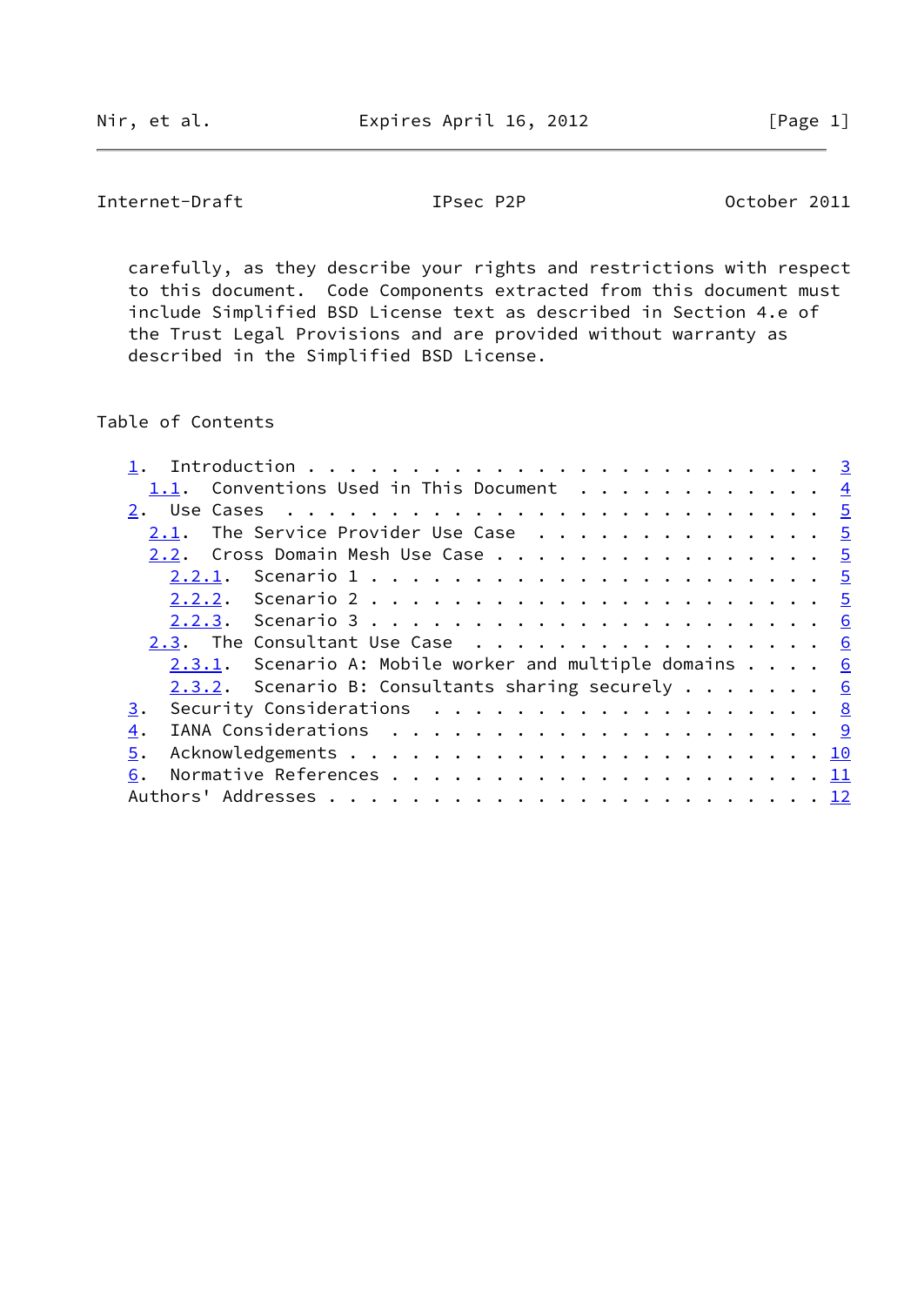carefully, as they describe your rights and restrictions with respect to this document. Code Components extracted from this document must include Simplified BSD License text as described in Section 4.e of the Trust Legal Provisions and are provided without warranty as described in the Simplified BSD License.

## Table of Contents

```
   1.  Introduction . . . . . . . . . . . . . . . . . . . . . . . .   3
     1.1.  Conventions Used in This Document  . . . . . . . . . . .   4
   2.  Use Cases  . . . . . . . . . . . . . . . . . . . . . . . . .   5
     2.1.  The Service Provider Use Case  . . . . . . . . . . . . .   5
     2.2.  Cross Domain Mesh Use Case . . . . . . . . . . . . . . .   5
       2.2.1.  Scenario 1 . . . . . . . . . . . . . . . . . . . . .   5
       2.2.2.  Scenario 2 . . . . . . . . . . . . . . . . . . . . .   5
       2.2.3.  Scenario 3 . . . . . . . . . . . . . . . . . . . . .   6
     2.3.  The Consultant Use Case  . . . . . . . . . . . . . . . .   6
       2.3.1.  Scenario A: Mobile worker and multiple domains . . . .   6
       2.3.2.  Scenario B: Consultants sharing securely . . . . . . .   6
   3.  Security Considerations  . . . . . . . . . . . . . . . . . .   8
   4.  IANA Considerations  . . . . . . . . . . . . . . . . . . . .   9
   5.  Acknowledgements . . . . . . . . . . . . . . . . . . . . . .  10
   6.  Normative References . . . . . . . . . . . . . . . . . . . .  11
   Authors' Addresses . . . . . . . . . . . . . . . . . . . . . . .  12
```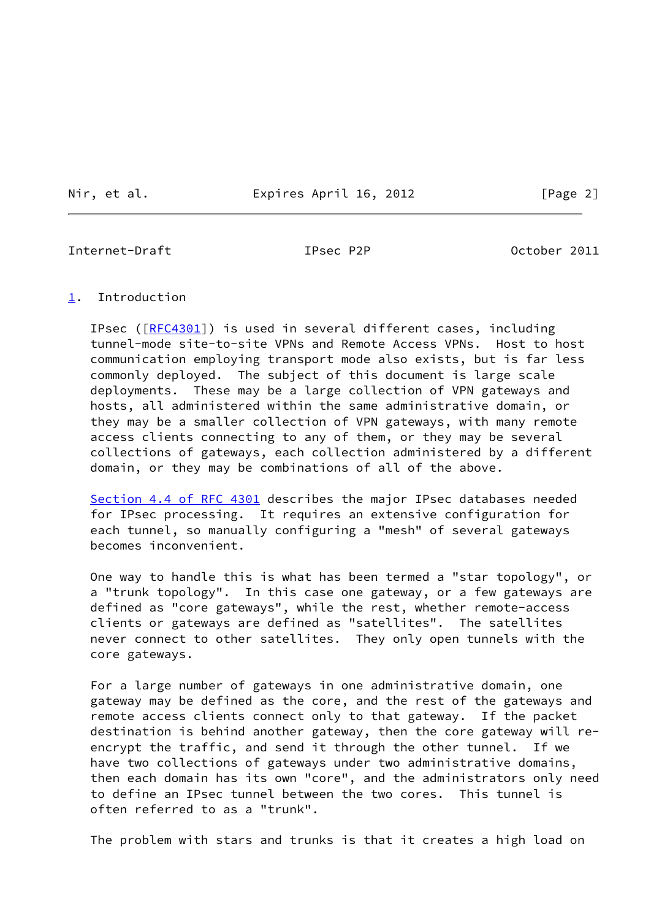## 1. Introduction

IPsec ([RFC4301]) is used in several different cases, including tunnel-mode site-to-site VPNs and Remote Access VPNs. Host to host communication employing transport mode also exists, but is far less commonly deployed. The subject of this document is large scale deployments. These may be a large collection of VPN gateways and hosts, all administered within the same administrative domain, or they may be a smaller collection of VPN gateways, with many remote access clients connecting to any of them, or they may be several collections of gateways, each collection administered by a different domain, or they may be combinations of all of the above.

Section 4.4 of RFC 4301 describes the major IPsec databases needed for IPsec processing. It requires an extensive configuration for each tunnel, so manually configuring a "mesh" of several gateways becomes inconvenient.

One way to handle this is what has been termed a "star topology", or a "trunk topology". In this case one gateway, or a few gateways are defined as "core gateways", while the rest, whether remote-access clients or gateways are defined as "satellites". The satellites never connect to other satellites. They only open tunnels with the core gateways.

For a large number of gateways in one administrative domain, one gateway may be defined as the core, and the rest of the gateways and remote access clients connect only to that gateway. If the packet destination is behind another gateway, then the core gateway will re-encrypt the traffic, and send it through the other tunnel. If we have two collections of gateways under two administrative domains, then each domain has its own "core", and the administrators only need to define an IPsec tunnel between the two cores. This tunnel is often referred to as a "trunk".

The problem with stars and trunks is that it creates a high load on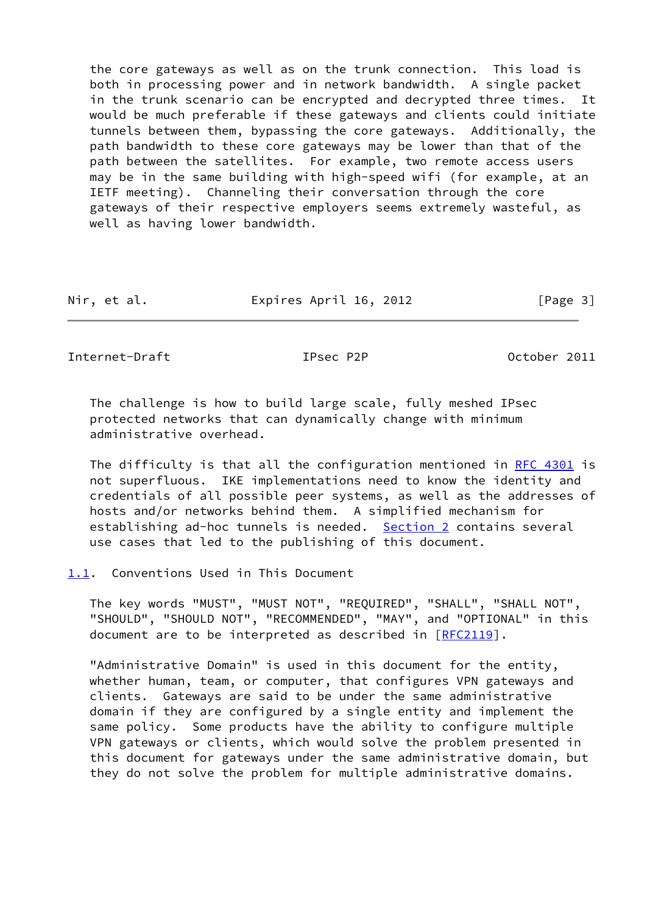the core gateways as well as on the trunk connection. This load is both in processing power and in network bandwidth. A single packet in the trunk scenario can be encrypted and decrypted three times. It would be much preferable if these gateways and clients could initiate tunnels between them, bypassing the core gateways. Additionally, the path bandwidth to these core gateways may be lower than that of the path between the satellites. For example, two remote access users may be in the same building with high-speed wifi (for example, at an IETF meeting). Channeling their conversation through the core gateways of their respective employers seems extremely wasteful, as well as having lower bandwidth.

The challenge is how to build large scale, fully meshed IPsec protected networks that can dynamically change with minimum administrative overhead.

The difficulty is that all the configuration mentioned in RFC 4301 is not superfluous. IKE implementations need to know the identity and credentials of all possible peer systems, as well as the addresses of hosts and/or networks behind them. A simplified mechanism for establishing ad-hoc tunnels is needed. Section 2 contains several use cases that led to the publishing of this document.

## 1.1. Conventions Used in This Document

The key words "MUST", "MUST NOT", "REQUIRED", "SHALL", "SHALL NOT", "SHOULD", "SHOULD NOT", "RECOMMENDED", "MAY", and "OPTIONAL" in this document are to be interpreted as described in [RFC2119].

"Administrative Domain" is used in this document for the entity, whether human, team, or computer, that configures VPN gateways and clients. Gateways are said to be under the same administrative domain if they are configured by a single entity and implement the same policy. Some products have the ability to configure multiple VPN gateways or clients, which would solve the problem presented in this document for gateways under the same administrative domain, but they do not solve the problem for multiple administrative domains.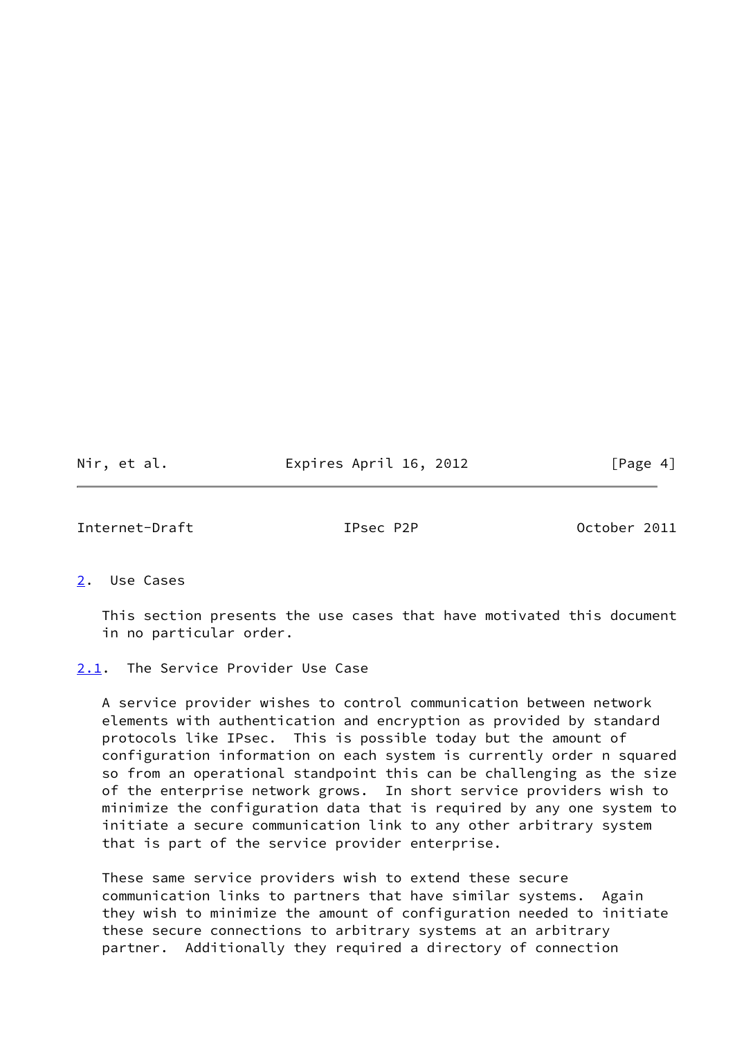## 2. Use Cases

This section presents the use cases that have motivated this document in no particular order.

### 2.1. The Service Provider Use Case

A service provider wishes to control communication between network elements with authentication and encryption as provided by standard protocols like IPsec. This is possible today but the amount of configuration information on each system is currently order n squared so from an operational standpoint this can be challenging as the size of the enterprise network grows. In short service providers wish to minimize the configuration data that is required by any one system to initiate a secure communication link to any other arbitrary system that is part of the service provider enterprise.

These same service providers wish to extend these secure communication links to partners that have similar systems. Again they wish to minimize the amount of configuration needed to initiate these secure connections to arbitrary systems at an arbitrary partner. Additionally they required a directory of connection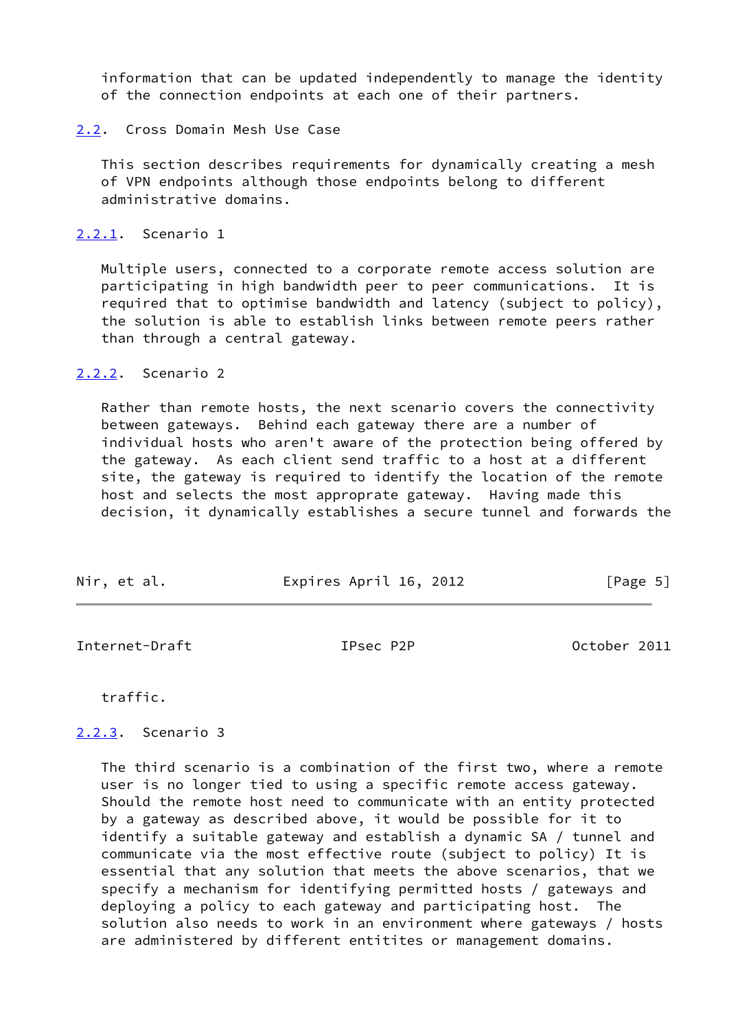information that can be updated independently to manage the identity of the connection endpoints at each one of their partners.

### 2.2. Cross Domain Mesh Use Case

This section describes requirements for dynamically creating a mesh of VPN endpoints although those endpoints belong to different administrative domains.

#### 2.2.1. Scenario 1

Multiple users, connected to a corporate remote access solution are participating in high bandwidth peer to peer communications. It is required that to optimise bandwidth and latency (subject to policy), the solution is able to establish links between remote peers rather than through a central gateway.

#### 2.2.2. Scenario 2

Rather than remote hosts, the next scenario covers the connectivity between gateways. Behind each gateway there are a number of individual hosts who aren't aware of the protection being offered by the gateway. As each client send traffic to a host at a different site, the gateway is required to identify the location of the remote host and selects the most approprate gateway. Having made this decision, it dynamically establishes a secure tunnel and forwards the traffic.

#### 2.2.3. Scenario 3

The third scenario is a combination of the first two, where a remote user is no longer tied to using a specific remote access gateway. Should the remote host need to communicate with an entity protected by a gateway as described above, it would be possible for it to identify a suitable gateway and establish a dynamic SA / tunnel and communicate via the most effective route (subject to policy) It is essential that any solution that meets the above scenarios, that we specify a mechanism for identifying permitted hosts / gateways and deploying a policy to each gateway and participating host. The solution also needs to work in an environment where gateways / hosts are administered by different entitites or management domains.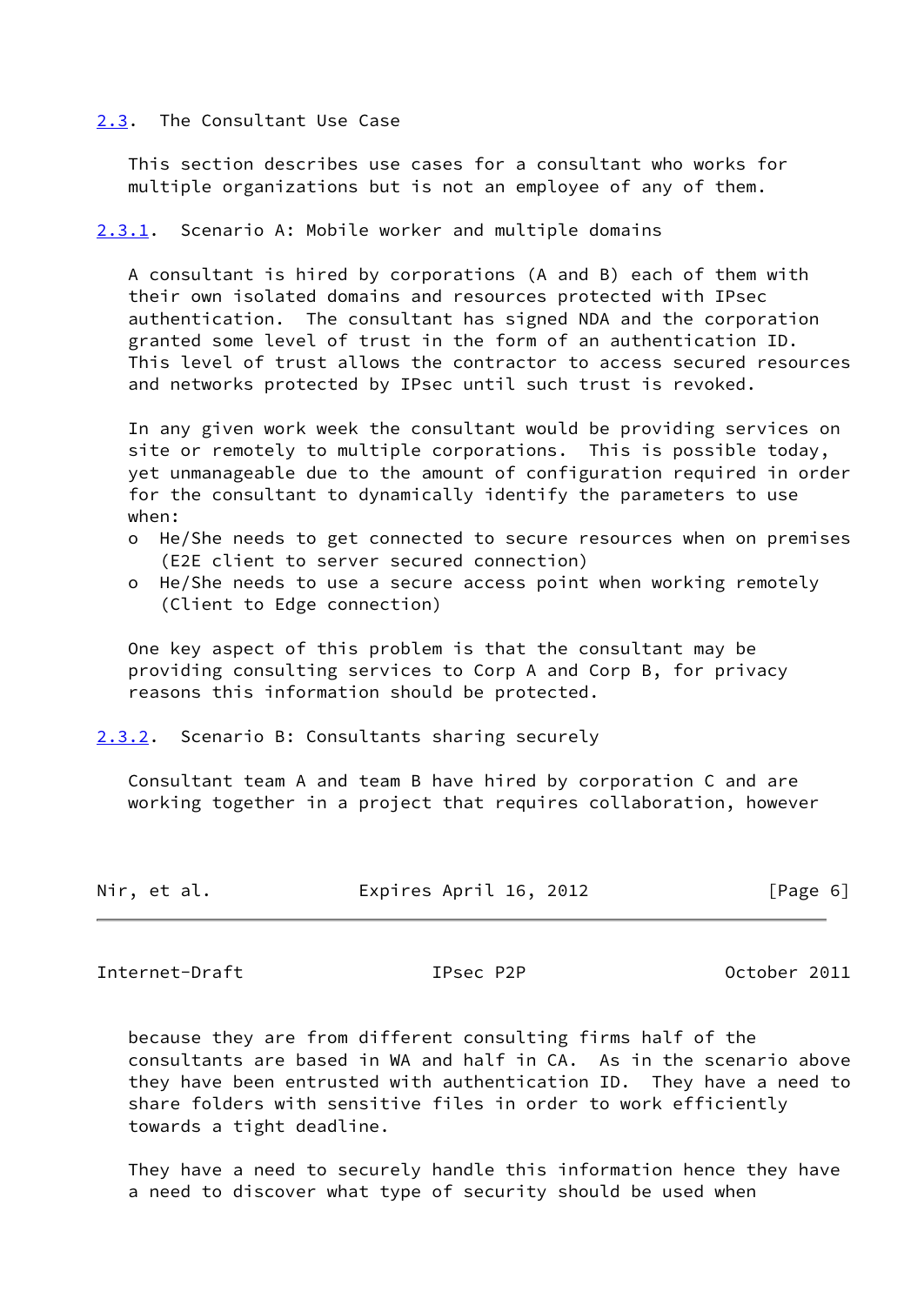### 2.3. The Consultant Use Case

This section describes use cases for a consultant who works for multiple organizations but is not an employee of any of them.

#### 2.3.1. Scenario A: Mobile worker and multiple domains

A consultant is hired by corporations (A and B) each of them with their own isolated domains and resources protected with IPsec authentication. The consultant has signed NDA and the corporation granted some level of trust in the form of an authentication ID. This level of trust allows the contractor to access secured resources and networks protected by IPsec until such trust is revoked.

In any given work week the consultant would be providing services on site or remotely to multiple corporations. This is possible today, yet unmanageable due to the amount of configuration required in order for the consultant to dynamically identify the parameters to use when:

- He/She needs to get connected to secure resources when on premises (E2E client to server secured connection)
- He/She needs to use a secure access point when working remotely (Client to Edge connection)

One key aspect of this problem is that the consultant may be providing consulting services to Corp A and Corp B, for privacy reasons this information should be protected.

#### 2.3.2. Scenario B: Consultants sharing securely

Consultant team A and team B have hired by corporation C and are working together in a project that requires collaboration, however because they are from different consulting firms half of the consultants are based in WA and half in CA. As in the scenario above they have been entrusted with authentication ID. They have a need to share folders with sensitive files in order to work efficiently towards a tight deadline.

They have a need to securely handle this information hence they have a need to discover what type of security should be used when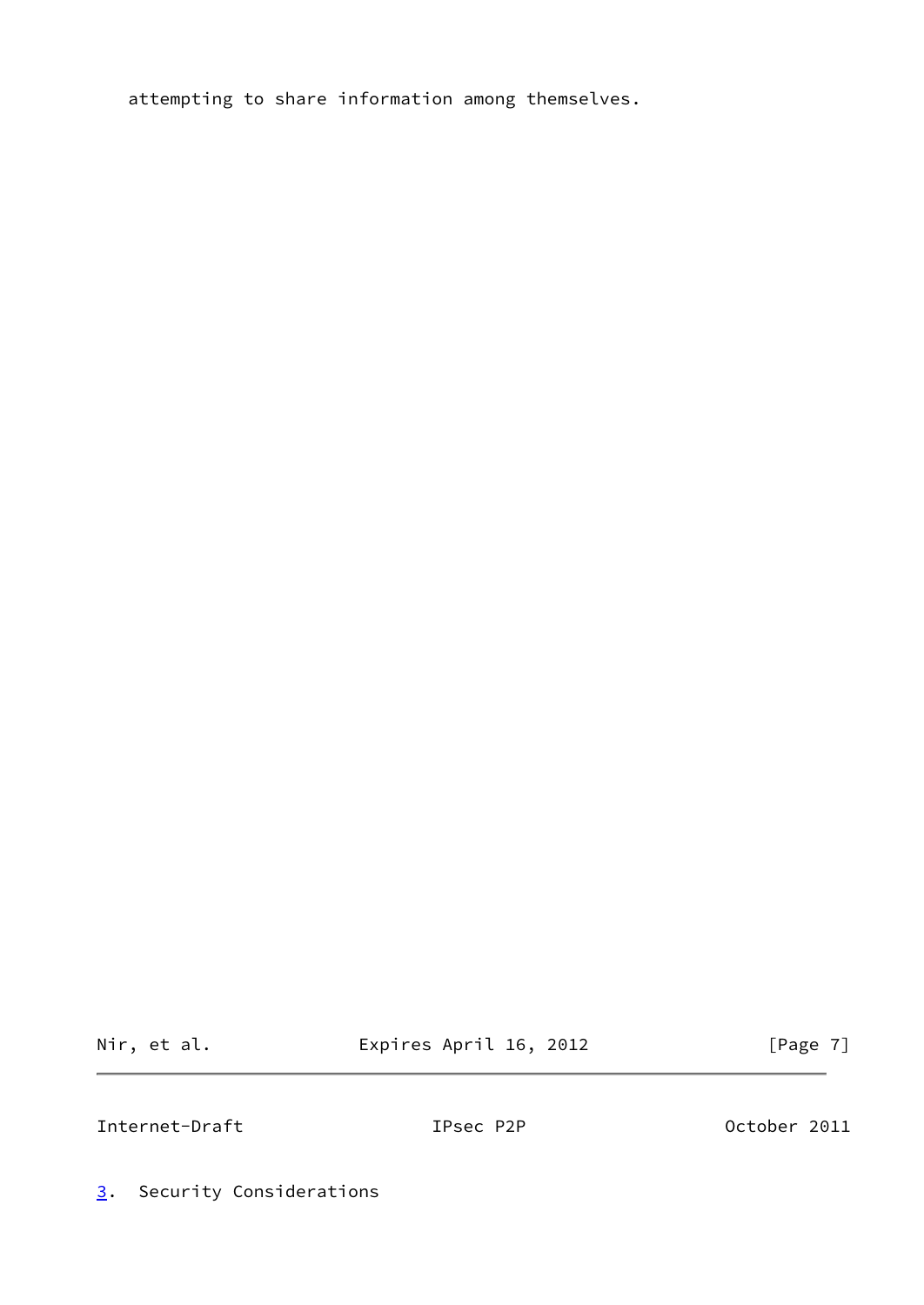attempting to share information among themselves.

## 3. Security Considerations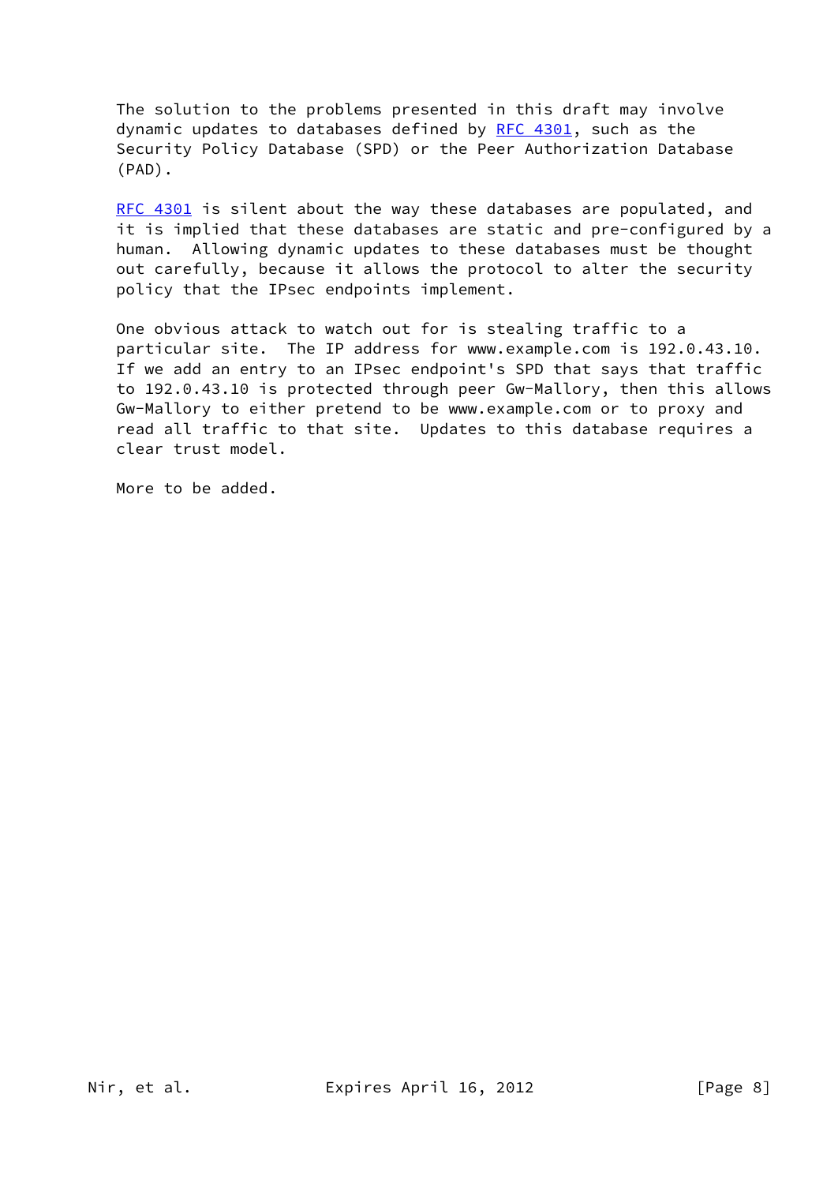The solution to the problems presented in this draft may involve dynamic updates to databases defined by RFC 4301, such as the Security Policy Database (SPD) or the Peer Authorization Database (PAD).

RFC 4301 is silent about the way these databases are populated, and it is implied that these databases are static and pre-configured by a human. Allowing dynamic updates to these databases must be thought out carefully, because it allows the protocol to alter the security policy that the IPsec endpoints implement.

One obvious attack to watch out for is stealing traffic to a particular site. The IP address for www.example.com is 192.0.43.10. If we add an entry to an IPsec endpoint's SPD that says that traffic to 192.0.43.10 is protected through peer Gw-Mallory, then this allows Gw-Mallory to either pretend to be www.example.com or to proxy and read all traffic to that site. Updates to this database requires a clear trust model.

More to be added.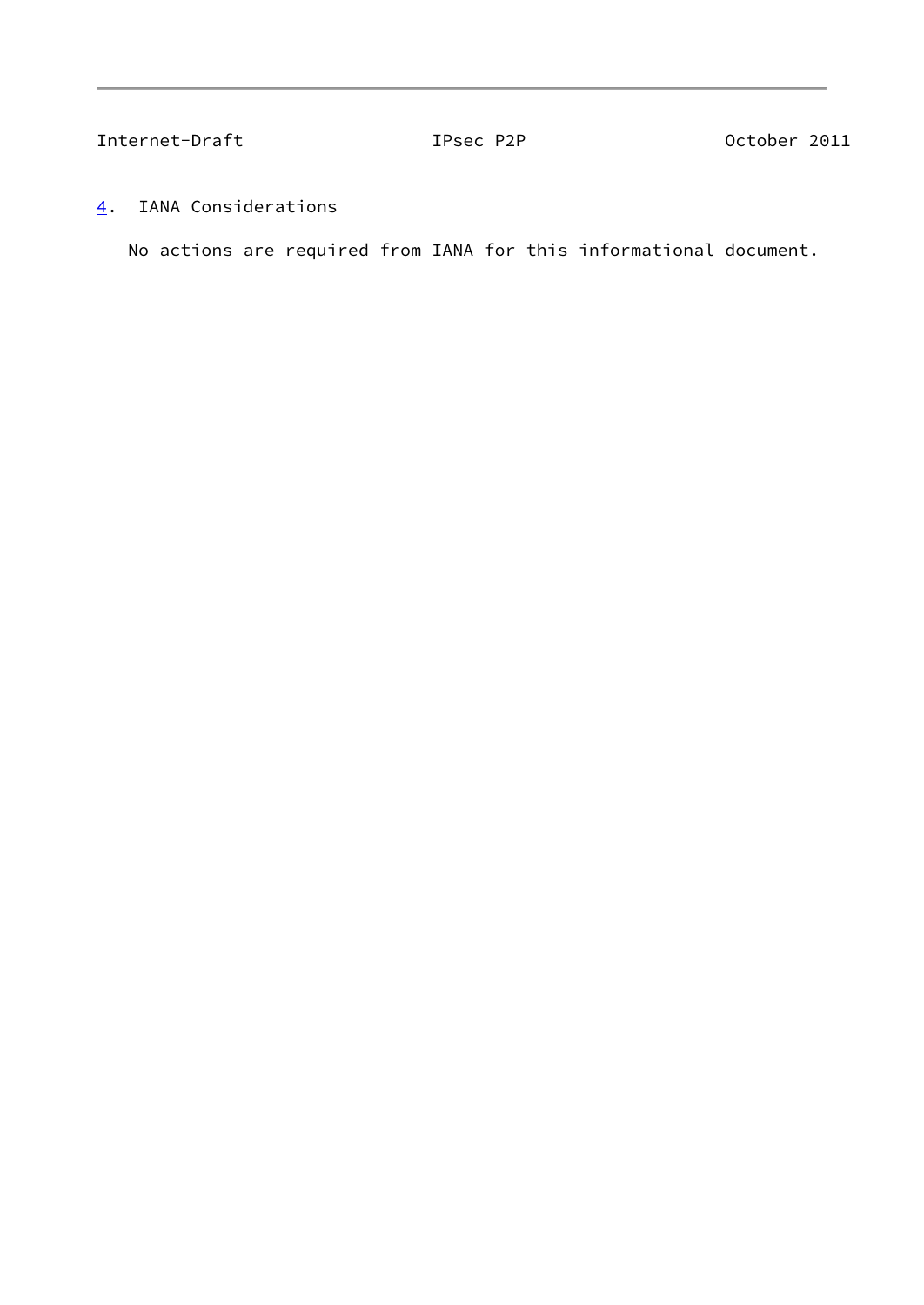## 4. IANA Considerations

No actions are required from IANA for this informational document.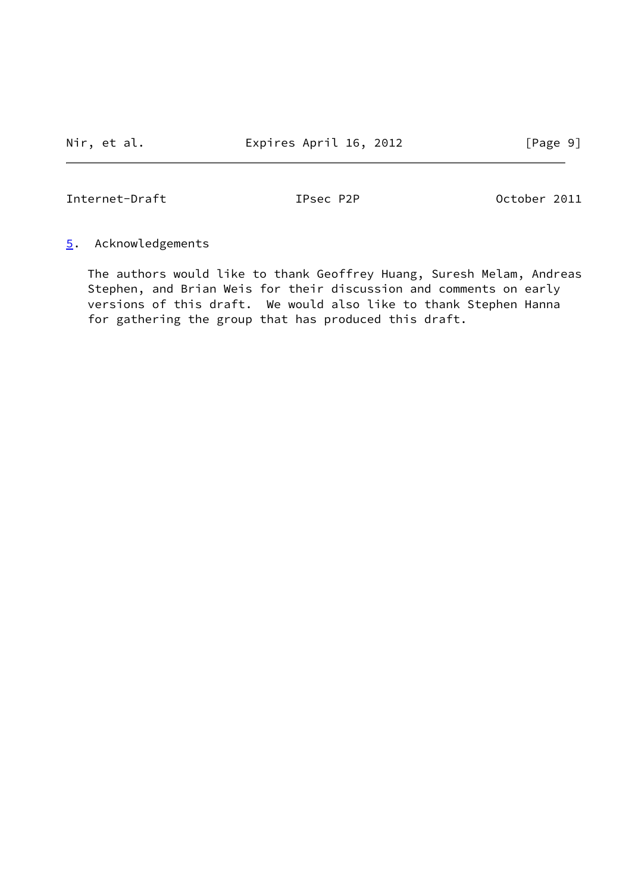## 5. Acknowledgements

The authors would like to thank Geoffrey Huang, Suresh Melam, Andreas Stephen, and Brian Weis for their discussion and comments on early versions of this draft. We would also like to thank Stephen Hanna for gathering the group that has produced this draft.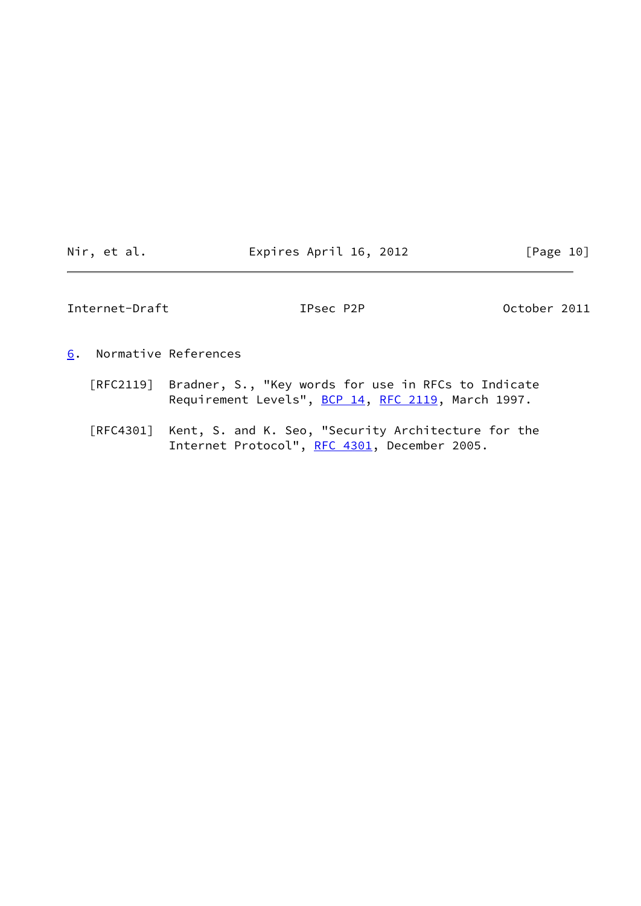## 6. Normative References

[RFC2119] Bradner, S., "Key words for use in RFCs to Indicate Requirement Levels", BCP 14, RFC 2119, March 1997.

[RFC4301] Kent, S. and K. Seo, "Security Architecture for the Internet Protocol", RFC 4301, December 2005.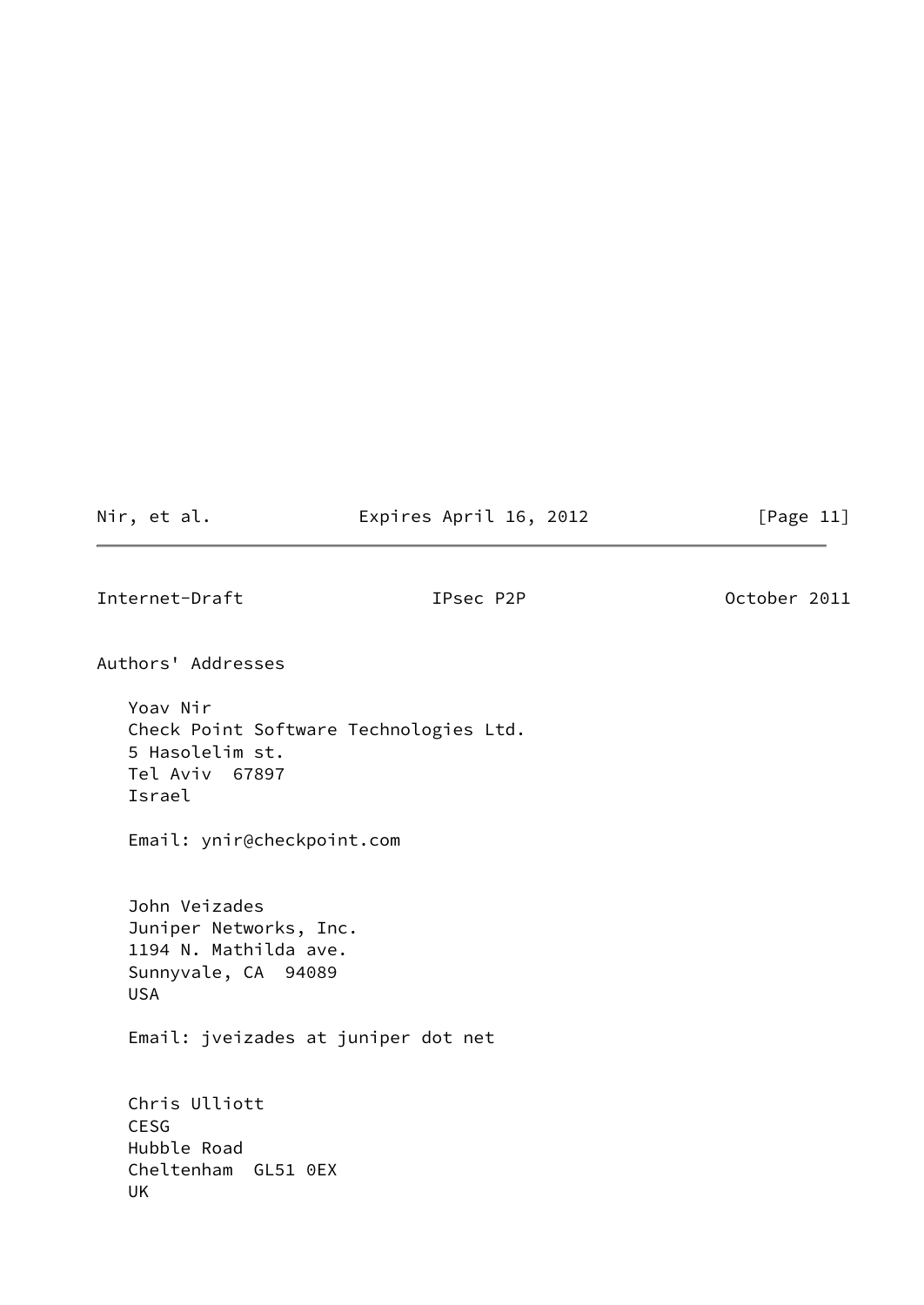## Authors' Addresses

Yoav Nir
Check Point Software Technologies Ltd.
5 Hasolelim st.
Tel Aviv  67897
Israel

Email: ynir@checkpoint.com

John Veizades
Juniper Networks, Inc.
1194 N. Mathilda ave.
Sunnyvale, CA  94089
USA

Email: jveizades at juniper dot net

Chris Ulliott
CESG
Hubble Road
Cheltenham  GL51 0EX
UK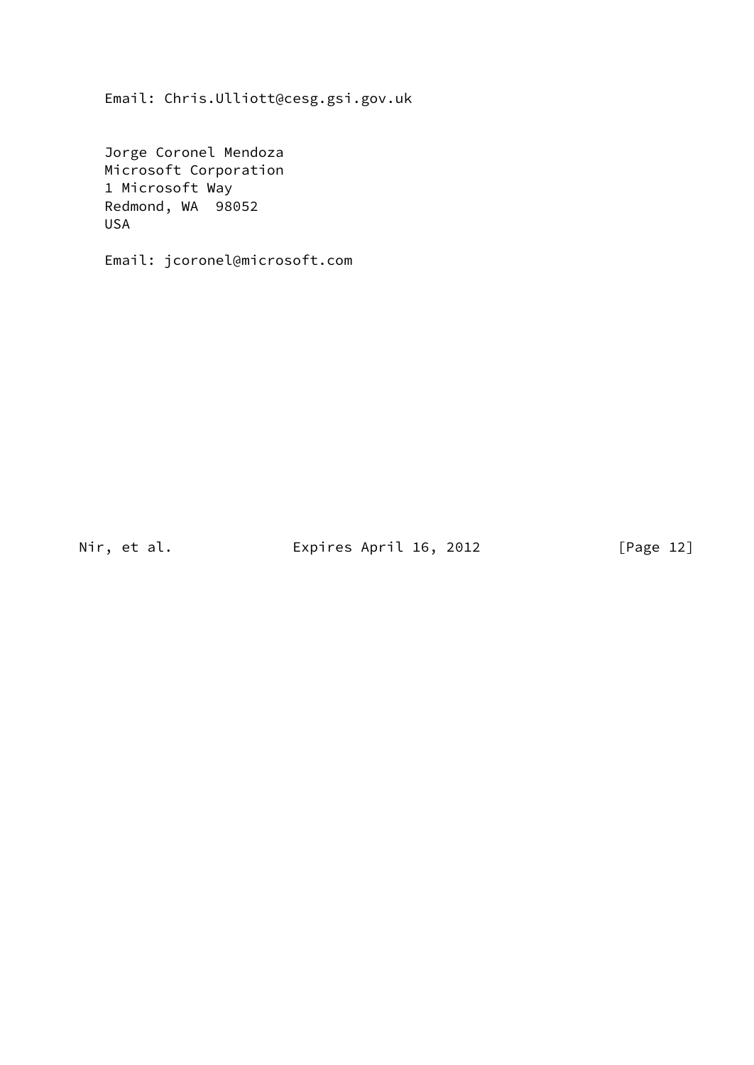Email: Chris.Ulliott@cesg.gsi.gov.uk

Jorge Coronel Mendoza
Microsoft Corporation
1 Microsoft Way
Redmond, WA  98052
USA

Email: jcoronel@microsoft.com